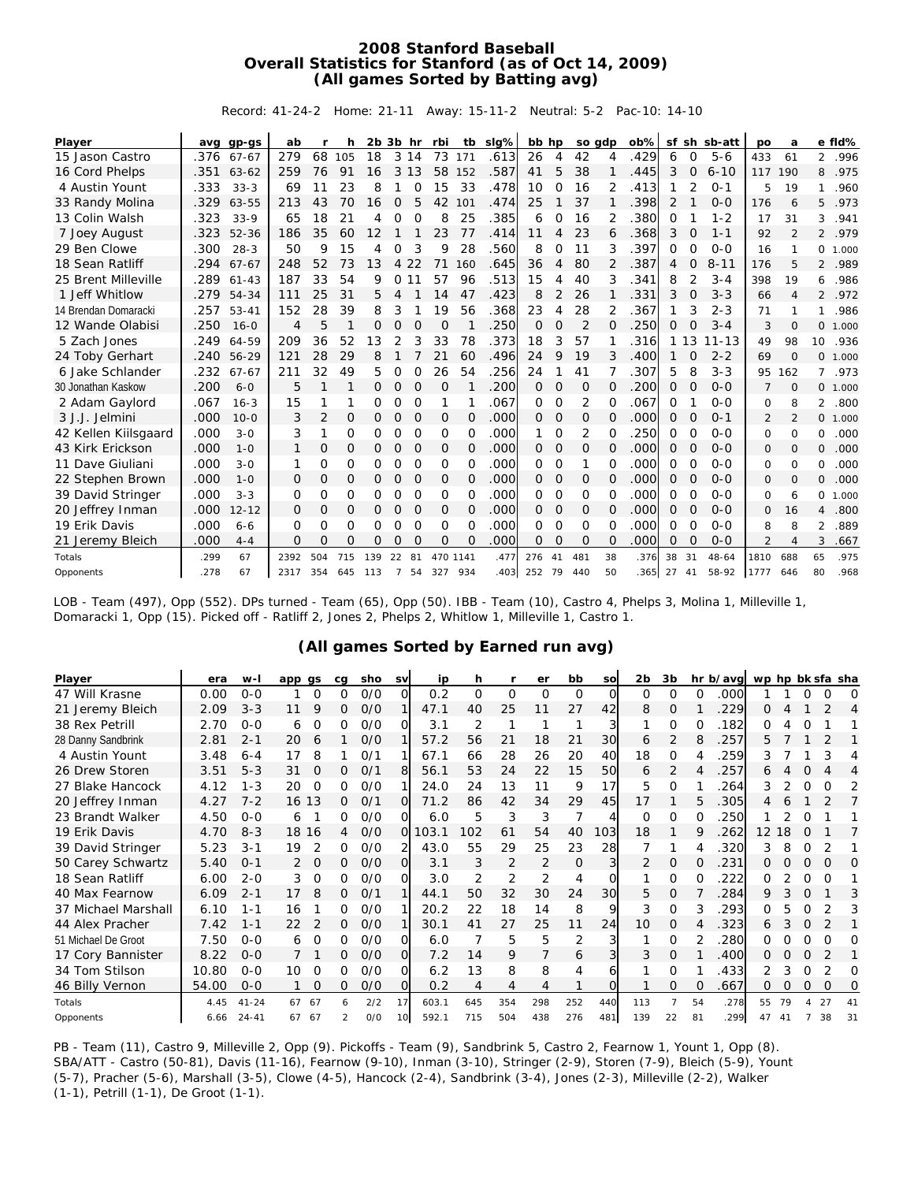# 2008 Stanford Baseball
## Overall Statistics for Stanford (as of Oct 14, 2009)
## (All games Sorted by Batting avg)

Record: 41-24-2 Home: 21-11 Away: 15-11-2 Neutral: 5-2 Pac-10: 14-10

| Player | avg | gp-gs | ab | r | h | 2b | 3b | hr | rbi | tb | slg% | bb | hp | so | gdp | ob% | sf | sh | sb-att | po | a | e | fld% |
|---|---|---|---|---|---|---|---|---|---|---|---|---|---|---|---|---|---|---|---|---|---|---|---|
| 15 Jason Castro | .376 | 67-67 | 279 | 68 | 105 | 18 | 3 | 14 | 73 | 171 | .613 | 26 | 4 | 42 | 4 | .429 | 6 | 0 | 5-6 | 433 | 61 | 2 | .996 |
| 16 Cord Phelps | .351 | 63-62 | 259 | 76 | 91 | 16 | 3 | 13 | 58 | 152 | .587 | 41 | 5 | 38 | 1 | .445 | 3 | 0 | 6-10 | 117 | 190 | 8 | .975 |
| 4 Austin Yount | .333 | 33-3 | 69 | 11 | 23 | 8 | 1 | 0 | 15 | 33 | .478 | 10 | 0 | 16 | 2 | .413 | 1 | 2 | 0-1 | 5 | 19 | 1 | .960 |
| 33 Randy Molina | .329 | 63-55 | 213 | 43 | 70 | 16 | 0 | 5 | 42 | 101 | .474 | 25 | 1 | 37 | 1 | .398 | 2 | 1 | 0-0 | 176 | 6 | 5 | .973 |
| 13 Colin Walsh | .323 | 33-9 | 65 | 18 | 21 | 4 | 0 | 0 | 8 | 25 | .385 | 6 | 0 | 16 | 2 | .380 | 0 | 1 | 1-2 | 17 | 31 | 3 | .941 |
| 7 Joey August | .323 | 52-36 | 186 | 35 | 60 | 12 | 1 | 1 | 23 | 77 | .414 | 11 | 4 | 23 | 6 | .368 | 3 | 0 | 1-1 | 92 | 2 | 2 | .979 |
| 29 Ben Clowe | .300 | 28-3 | 50 | 9 | 15 | 4 | 0 | 3 | 9 | 28 | .560 | 8 | 0 | 11 | 3 | .397 | 0 | 0 | 0-0 | 16 | 1 | 0 | 1.000 |
| 18 Sean Ratliff | .294 | 67-67 | 248 | 52 | 73 | 13 | 4 | 22 | 71 | 160 | .645 | 36 | 4 | 80 | 2 | .387 | 4 | 0 | 8-11 | 176 | 5 | 2 | .989 |
| 25 Brent Milleville | .289 | 61-43 | 187 | 33 | 54 | 9 | 0 | 11 | 57 | 96 | .513 | 15 | 4 | 40 | 3 | .341 | 8 | 2 | 3-4 | 398 | 19 | 6 | .986 |
| 1 Jeff Whitlow | .279 | 54-34 | 111 | 25 | 31 | 5 | 4 | 1 | 14 | 47 | .423 | 8 | 2 | 26 | 1 | .331 | 3 | 0 | 3-3 | 66 | 4 | 2 | .972 |
| 14 Brendan Domaracki | .257 | 53-41 | 152 | 28 | 39 | 8 | 3 | 1 | 19 | 56 | .368 | 23 | 4 | 28 | 2 | .367 | 1 | 3 | 2-3 | 71 | 1 | 1 | .986 |
| 12 Wande Olabisi | .250 | 16-0 | 4 | 5 | 1 | 0 | 0 | 0 | 0 | 1 | .250 | 0 | 0 | 2 | 0 | .250 | 0 | 0 | 3-4 | 3 | 0 | 0 | 1.000 |
| 5 Zach Jones | .249 | 64-59 | 209 | 36 | 52 | 13 | 2 | 3 | 33 | 78 | .373 | 18 | 3 | 57 | 1 | .316 | 1 | 13 | 11-13 | 49 | 98 | 10 | .936 |
| 24 Toby Gerhart | .240 | 56-29 | 121 | 28 | 29 | 8 | 1 | 7 | 21 | 60 | .496 | 24 | 9 | 19 | 3 | .400 | 1 | 0 | 2-2 | 69 | 0 | 0 | 1.000 |
| 6 Jake Schlander | .232 | 67-67 | 211 | 32 | 49 | 5 | 0 | 0 | 26 | 54 | .256 | 24 | 1 | 41 | 7 | .307 | 5 | 8 | 3-3 | 95 | 162 | 7 | .973 |
| 30 Jonathan Kaskow | .200 | 6-0 | 5 | 1 | 1 | 0 | 0 | 0 | 0 | 1 | .200 | 0 | 0 | 0 | 0 | .200 | 0 | 0 | 0-0 | 7 | 0 | 0 | 1.000 |
| 2 Adam Gaylord | .067 | 16-3 | 15 | 1 | 1 | 0 | 0 | 0 | 1 | 1 | .067 | 0 | 0 | 2 | 0 | .067 | 0 | 1 | 0-0 | 0 | 8 | 2 | .800 |
| 3 J.J. Jelmini | .000 | 10-0 | 3 | 2 | 0 | 0 | 0 | 0 | 0 | 0 | .000 | 0 | 0 | 0 | 0 | .000 | 0 | 0 | 0-1 | 2 | 2 | 0 | 1.000 |
| 42 Kellen Kiilsgaard | .000 | 3-0 | 3 | 1 | 0 | 0 | 0 | 0 | 0 | 0 | .000 | 1 | 0 | 2 | 0 | .250 | 0 | 0 | 0-0 | 0 | 0 | 0 | .000 |
| 43 Kirk Erickson | .000 | 1-0 | 1 | 0 | 0 | 0 | 0 | 0 | 0 | 0 | .000 | 0 | 0 | 0 | 0 | .000 | 0 | 0 | 0-0 | 0 | 0 | 0 | .000 |
| 11 Dave Giuliani | .000 | 3-0 | 1 | 0 | 0 | 0 | 0 | 0 | 0 | 0 | .000 | 0 | 0 | 1 | 0 | .000 | 0 | 0 | 0-0 | 0 | 0 | 0 | .000 |
| 22 Stephen Brown | .000 | 1-0 | 0 | 0 | 0 | 0 | 0 | 0 | 0 | 0 | .000 | 0 | 0 | 0 | 0 | .000 | 0 | 0 | 0-0 | 0 | 0 | 0 | .000 |
| 39 David Stringer | .000 | 3-3 | 0 | 0 | 0 | 0 | 0 | 0 | 0 | 0 | .000 | 0 | 0 | 0 | 0 | .000 | 0 | 0 | 0-0 | 0 | 6 | 0 | 1.000 |
| 20 Jeffrey Inman | .000 | 12-12 | 0 | 0 | 0 | 0 | 0 | 0 | 0 | 0 | .000 | 0 | 0 | 0 | 0 | .000 | 0 | 0 | 0-0 | 0 | 16 | 4 | .800 |
| 19 Erik Davis | .000 | 6-6 | 0 | 0 | 0 | 0 | 0 | 0 | 0 | 0 | .000 | 0 | 0 | 0 | 0 | .000 | 0 | 0 | 0-0 | 8 | 8 | 2 | .889 |
| 21 Jeremy Bleich | .000 | 4-4 | 0 | 0 | 0 | 0 | 0 | 0 | 0 | 0 | .000 | 0 | 0 | 0 | 0 | .000 | 0 | 0 | 0-0 | 2 | 4 | 3 | .667 |
| Totals | .299 | 67 | 2392 | 504 | 715 | 139 | 22 | 81 | 470 | 1141 | .477 | 276 | 41 | 481 | 38 | .376 | 38 | 31 | 48-64 | 1810 | 688 | 65 | .975 |
| Opponents | .278 | 67 | 2317 | 354 | 645 | 113 | 7 | 54 | 327 | 934 | .403 | 252 | 79 | 440 | 50 | .365 | 27 | 41 | 58-92 | 1777 | 646 | 80 | .968 |

LOB - Team (497), Opp (552). DPs turned - Team (65), Opp (50). IBB - Team (10), Castro 4, Phelps 3, Molina 1, Milleville 1, Domaracki 1, Opp (15). Picked off - Ratliff 2, Jones 2, Phelps 2, Whitlow 1, Milleville 1, Castro 1.

## (All games Sorted by Earned run avg)

| Player | era | w-l | app | gs | cg | sho | sv | ip | h | r | er | bb | so | 2b | 3b | hr | b/avg | wp | hp | bk | sfa | sha |
|---|---|---|---|---|---|---|---|---|---|---|---|---|---|---|---|---|---|---|---|---|---|---|
| 47 Will Krasne | 0.00 | 0-0 | 1 | 0 | 0 | 0/0 | 0 | 0.2 | 0 | 0 | 0 | 0 | 0 | 0 | 0 | 0 | .000 | 1 | 1 | 0 | 0 | 0 |
| 21 Jeremy Bleich | 2.09 | 3-3 | 11 | 9 | 0 | 0/0 | 1 | 47.1 | 40 | 25 | 11 | 27 | 42 | 8 | 0 | 1 | .229 | 0 | 4 | 1 | 2 | 4 |
| 38 Rex Petrill | 2.70 | 0-0 | 6 | 0 | 0 | 0/0 | 0 | 3.1 | 2 | 1 | 1 | 1 | 3 | 1 | 0 | 0 | .182 | 0 | 4 | 0 | 1 | 1 |
| 28 Danny Sandbrink | 2.81 | 2-1 | 20 | 6 | 1 | 0/0 | 1 | 57.2 | 56 | 21 | 18 | 21 | 30 | 6 | 2 | 8 | .257 | 5 | 7 | 1 | 2 | 1 |
| 4 Austin Yount | 3.48 | 6-4 | 17 | 8 | 1 | 0/1 | 1 | 67.1 | 66 | 28 | 26 | 20 | 40 | 18 | 0 | 4 | .259 | 3 | 7 | 1 | 3 | 4 |
| 26 Drew Storen | 3.51 | 5-3 | 31 | 0 | 0 | 0/1 | 8 | 56.1 | 53 | 24 | 22 | 15 | 50 | 6 | 2 | 4 | .257 | 6 | 4 | 0 | 4 | 4 |
| 27 Blake Hancock | 4.12 | 1-3 | 20 | 0 | 0 | 0/0 | 1 | 24.0 | 24 | 13 | 11 | 9 | 17 | 5 | 0 | 1 | .264 | 3 | 2 | 0 | 0 | 2 |
| 20 Jeffrey Inman | 4.27 | 7-2 | 16 | 13 | 0 | 0/1 | 0 | 71.2 | 86 | 42 | 34 | 29 | 45 | 17 | 1 | 5 | .305 | 4 | 6 | 1 | 2 | 7 |
| 23 Brandt Walker | 4.50 | 0-0 | 6 | 1 | 0 | 0/0 | 0 | 6.0 | 5 | 3 | 3 | 7 | 4 | 0 | 0 | 0 | .250 | 1 | 2 | 0 | 1 | 1 |
| 19 Erik Davis | 4.70 | 8-3 | 18 | 16 | 4 | 0/0 | 0 | 103.1 | 102 | 61 | 54 | 40 | 103 | 18 | 1 | 9 | .262 | 12 | 18 | 0 | 1 | 7 |
| 39 David Stringer | 5.23 | 3-1 | 19 | 2 | 0 | 0/0 | 2 | 43.0 | 55 | 29 | 25 | 23 | 28 | 7 | 1 | 4 | .320 | 3 | 8 | 0 | 2 | 1 |
| 50 Carey Schwartz | 5.40 | 0-1 | 2 | 0 | 0 | 0/0 | 0 | 3.1 | 3 | 2 | 2 | 0 | 3 | 2 | 0 | 0 | .231 | 0 | 0 | 0 | 0 | 0 |
| 18 Sean Ratliff | 6.00 | 2-0 | 3 | 0 | 0 | 0/0 | 0 | 3.0 | 2 | 2 | 2 | 4 | 0 | 1 | 0 | 0 | .222 | 0 | 2 | 0 | 0 | 1 |
| 40 Max Fearnow | 6.09 | 2-1 | 17 | 8 | 0 | 0/1 | 1 | 44.1 | 50 | 32 | 30 | 24 | 30 | 5 | 0 | 7 | .284 | 9 | 3 | 0 | 1 | 3 |
| 37 Michael Marshall | 6.10 | 1-1 | 16 | 1 | 0 | 0/0 | 1 | 20.2 | 22 | 18 | 14 | 8 | 9 | 3 | 0 | 3 | .293 | 0 | 5 | 0 | 2 | 3 |
| 44 Alex Pracher | 7.42 | 1-1 | 22 | 2 | 0 | 0/0 | 1 | 30.1 | 41 | 27 | 25 | 11 | 24 | 10 | 0 | 4 | .323 | 6 | 3 | 0 | 2 | 1 |
| 51 Michael De Groot | 7.50 | 0-0 | 6 | 0 | 0 | 0/0 | 0 | 6.0 | 7 | 5 | 5 | 2 | 3 | 1 | 0 | 2 | .280 | 0 | 0 | 0 | 0 | 0 |
| 17 Cory Bannister | 8.22 | 0-0 | 7 | 1 | 0 | 0/0 | 0 | 7.2 | 14 | 9 | 7 | 6 | 3 | 3 | 0 | 1 | .400 | 0 | 0 | 0 | 2 | 1 |
| 34 Tom Stilson | 10.80 | 0-0 | 10 | 0 | 0 | 0/0 | 0 | 6.2 | 13 | 8 | 8 | 4 | 6 | 1 | 0 | 1 | .433 | 2 | 3 | 0 | 2 | 0 |
| 46 Billy Vernon | 54.00 | 0-0 | 1 | 0 | 0 | 0/0 | 0 | 0.2 | 4 | 4 | 4 | 1 | 0 | 1 | 0 | 0 | .667 | 0 | 0 | 0 | 0 | 0 |
| Totals | 4.45 | 41-24 | 67 | 67 | 6 | 2/2 | 17 | 603.1 | 645 | 354 | 298 | 252 | 440 | 113 | 7 | 54 | .278 | 55 | 79 | 4 | 27 | 41 |
| Opponents | 6.66 | 24-41 | 67 | 67 | 2 | 0/0 | 10 | 592.1 | 715 | 504 | 438 | 276 | 481 | 139 | 22 | 81 | .299 | 47 | 41 | 7 | 38 | 31 |

PB - Team (11), Castro 9, Milleville 2, Opp (9). Pickoffs - Team (9), Sandbrink 5, Castro 2, Fearnow 1, Yount 1, Opp (8). SBA/ATT - Castro (50-81), Davis (11-16), Fearnow (9-10), Inman (3-10), Stringer (2-9), Storen (7-9), Bleich (5-9), Yount (5-7), Pracher (5-6), Marshall (3-5), Clowe (4-5), Hancock (2-4), Sandbrink (3-4), Jones (2-3), Milleville (2-2), Walker (1-1), Petrill (1-1), De Groot (1-1).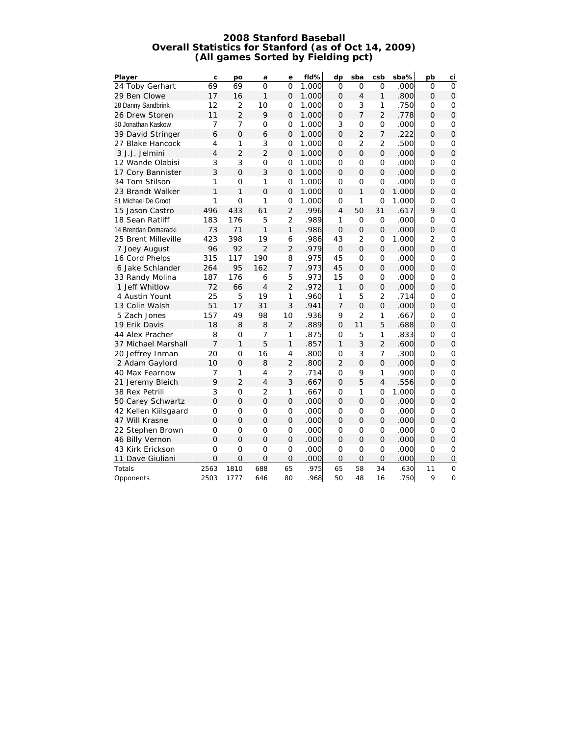## 2008 Stanford Baseball
## Overall Statistics for Stanford (as of Oct 14, 2009)
## (All games Sorted by Fielding pct)

| Player | c | po | a | e | fld% | dp | sba | csb | sba% | pb | ci |
|---|---|---|---|---|---|---|---|---|---|---|---|
| 24 Toby Gerhart | 69 | 69 | 0 | 0 | 1.000 | 0 | 0 | 0 | .000 | 0 | 0 |
| 29 Ben Clowe | 17 | 16 | 1 | 0 | 1.000 | 0 | 4 | 1 | .800 | 0 | 0 |
| 28 Danny Sandbrink | 12 | 2 | 10 | 0 | 1.000 | 0 | 3 | 1 | .750 | 0 | 0 |
| 26 Drew Storen | 11 | 2 | 9 | 0 | 1.000 | 0 | 7 | 2 | .778 | 0 | 0 |
| 30 Jonathan Kaskow | 7 | 7 | 0 | 0 | 1.000 | 3 | 0 | 0 | .000 | 0 | 0 |
| 39 David Stringer | 6 | 0 | 6 | 0 | 1.000 | 0 | 2 | 7 | .222 | 0 | 0 |
| 27 Blake Hancock | 4 | 1 | 3 | 0 | 1.000 | 0 | 2 | 2 | .500 | 0 | 0 |
| 3 J.J. Jelmini | 4 | 2 | 2 | 0 | 1.000 | 0 | 0 | 0 | .000 | 0 | 0 |
| 12 Wande Olabisi | 3 | 3 | 0 | 0 | 1.000 | 0 | 0 | 0 | .000 | 0 | 0 |
| 17 Cory Bannister | 3 | 0 | 3 | 0 | 1.000 | 0 | 0 | 0 | .000 | 0 | 0 |
| 34 Tom Stilson | 1 | 0 | 1 | 0 | 1.000 | 0 | 0 | 0 | .000 | 0 | 0 |
| 23 Brandt Walker | 1 | 1 | 0 | 0 | 1.000 | 0 | 1 | 0 | 1.000 | 0 | 0 |
| 51 Michael De Groot | 1 | 0 | 1 | 0 | 1.000 | 0 | 1 | 0 | 1.000 | 0 | 0 |
| 15 Jason Castro | 496 | 433 | 61 | 2 | .996 | 4 | 50 | 31 | .617 | 9 | 0 |
| 18 Sean Ratliff | 183 | 176 | 5 | 2 | .989 | 1 | 0 | 0 | .000 | 0 | 0 |
| 14 Brendan Domaracki | 73 | 71 | 1 | 1 | .986 | 0 | 0 | 0 | .000 | 0 | 0 |
| 25 Brent Milleville | 423 | 398 | 19 | 6 | .986 | 43 | 2 | 0 | 1.000 | 2 | 0 |
| 7 Joey August | 96 | 92 | 2 | 2 | .979 | 0 | 0 | 0 | .000 | 0 | 0 |
| 16 Cord Phelps | 315 | 117 | 190 | 8 | .975 | 45 | 0 | 0 | .000 | 0 | 0 |
| 6 Jake Schlander | 264 | 95 | 162 | 7 | .973 | 45 | 0 | 0 | .000 | 0 | 0 |
| 33 Randy Molina | 187 | 176 | 6 | 5 | .973 | 15 | 0 | 0 | .000 | 0 | 0 |
| 1 Jeff Whitlow | 72 | 66 | 4 | 2 | .972 | 1 | 0 | 0 | .000 | 0 | 0 |
| 4 Austin Yount | 25 | 5 | 19 | 1 | .960 | 1 | 5 | 2 | .714 | 0 | 0 |
| 13 Colin Walsh | 51 | 17 | 31 | 3 | .941 | 7 | 0 | 0 | .000 | 0 | 0 |
| 5 Zach Jones | 157 | 49 | 98 | 10 | .936 | 9 | 2 | 1 | .667 | 0 | 0 |
| 19 Erik Davis | 18 | 8 | 8 | 2 | .889 | 0 | 11 | 5 | .688 | 0 | 0 |
| 44 Alex Pracher | 8 | 0 | 7 | 1 | .875 | 0 | 5 | 1 | .833 | 0 | 0 |
| 37 Michael Marshall | 7 | 1 | 5 | 1 | .857 | 1 | 3 | 2 | .600 | 0 | 0 |
| 20 Jeffrey Inman | 20 | 0 | 16 | 4 | .800 | 0 | 3 | 7 | .300 | 0 | 0 |
| 2 Adam Gaylord | 10 | 0 | 8 | 2 | .800 | 2 | 0 | 0 | .000 | 0 | 0 |
| 40 Max Fearnow | 7 | 1 | 4 | 2 | .714 | 0 | 9 | 1 | .900 | 0 | 0 |
| 21 Jeremy Bleich | 9 | 2 | 4 | 3 | .667 | 0 | 5 | 4 | .556 | 0 | 0 |
| 38 Rex Petrill | 3 | 0 | 2 | 1 | .667 | 0 | 1 | 0 | 1.000 | 0 | 0 |
| 50 Carey Schwartz | 0 | 0 | 0 | 0 | .000 | 0 | 0 | 0 | .000 | 0 | 0 |
| 42 Kellen Kiilsgaard | 0 | 0 | 0 | 0 | .000 | 0 | 0 | 0 | .000 | 0 | 0 |
| 47 Will Krasne | 0 | 0 | 0 | 0 | .000 | 0 | 0 | 0 | .000 | 0 | 0 |
| 22 Stephen Brown | 0 | 0 | 0 | 0 | .000 | 0 | 0 | 0 | .000 | 0 | 0 |
| 46 Billy Vernon | 0 | 0 | 0 | 0 | .000 | 0 | 0 | 0 | .000 | 0 | 0 |
| 43 Kirk Erickson | 0 | 0 | 0 | 0 | .000 | 0 | 0 | 0 | .000 | 0 | 0 |
| 11 Dave Giuliani | 0 | 0 | 0 | 0 | .000 | 0 | 0 | 0 | .000 | 0 | 0 |
| Totals | 2563 | 1810 | 688 | 65 | .975 | 65 | 58 | 34 | .630 | 11 | 0 |
| Opponents | 2503 | 1777 | 646 | 80 | .968 | 50 | 48 | 16 | .750 | 9 | 0 |